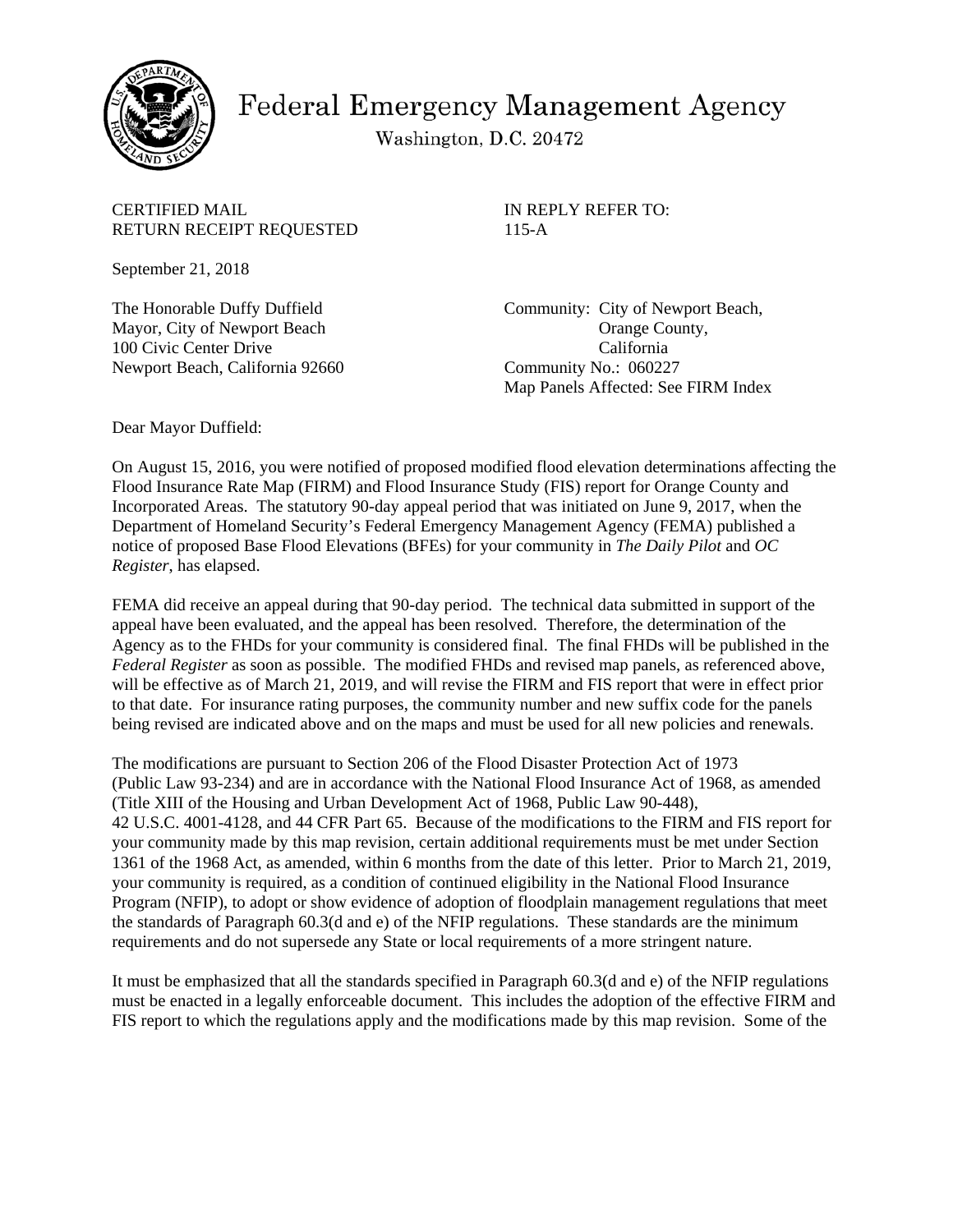# Federal Emergency Management Agency

Washington, D.C. 20472

CERTIFIED MAIL
RETURN RECEIPT REQUESTED

IN REPLY REFER TO:
115-A

September 21, 2018

The Honorable Duffy Duffield
Mayor, City of Newport Beach
100 Civic Center Drive
Newport Beach, California 92660

Community: City of Newport Beach,
Orange County,
California
Community No.: 060227
Map Panels Affected: See FIRM Index

Dear Mayor Duffield:

On August 15, 2016, you were notified of proposed modified flood elevation determinations affecting the Flood Insurance Rate Map (FIRM) and Flood Insurance Study (FIS) report for Orange County and Incorporated Areas. The statutory 90-day appeal period that was initiated on June 9, 2017, when the Department of Homeland Security's Federal Emergency Management Agency (FEMA) published a notice of proposed Base Flood Elevations (BFEs) for your community in *The Daily Pilot* and *OC Register*, has elapsed.

FEMA did receive an appeal during that 90-day period. The technical data submitted in support of the appeal have been evaluated, and the appeal has been resolved. Therefore, the determination of the Agency as to the FHDs for your community is considered final. The final FHDs will be published in the *Federal Register* as soon as possible. The modified FHDs and revised map panels, as referenced above, will be effective as of March 21, 2019, and will revise the FIRM and FIS report that were in effect prior to that date. For insurance rating purposes, the community number and new suffix code for the panels being revised are indicated above and on the maps and must be used for all new policies and renewals.

The modifications are pursuant to Section 206 of the Flood Disaster Protection Act of 1973 (Public Law 93-234) and are in accordance with the National Flood Insurance Act of 1968, as amended (Title XIII of the Housing and Urban Development Act of 1968, Public Law 90-448), 42 U.S.C. 4001-4128, and 44 CFR Part 65. Because of the modifications to the FIRM and FIS report for your community made by this map revision, certain additional requirements must be met under Section 1361 of the 1968 Act, as amended, within 6 months from the date of this letter. Prior to March 21, 2019, your community is required, as a condition of continued eligibility in the National Flood Insurance Program (NFIP), to adopt or show evidence of adoption of floodplain management regulations that meet the standards of Paragraph 60.3(d and e) of the NFIP regulations. These standards are the minimum requirements and do not supersede any State or local requirements of a more stringent nature.

It must be emphasized that all the standards specified in Paragraph 60.3(d and e) of the NFIP regulations must be enacted in a legally enforceable document. This includes the adoption of the effective FIRM and FIS report to which the regulations apply and the modifications made by this map revision. Some of the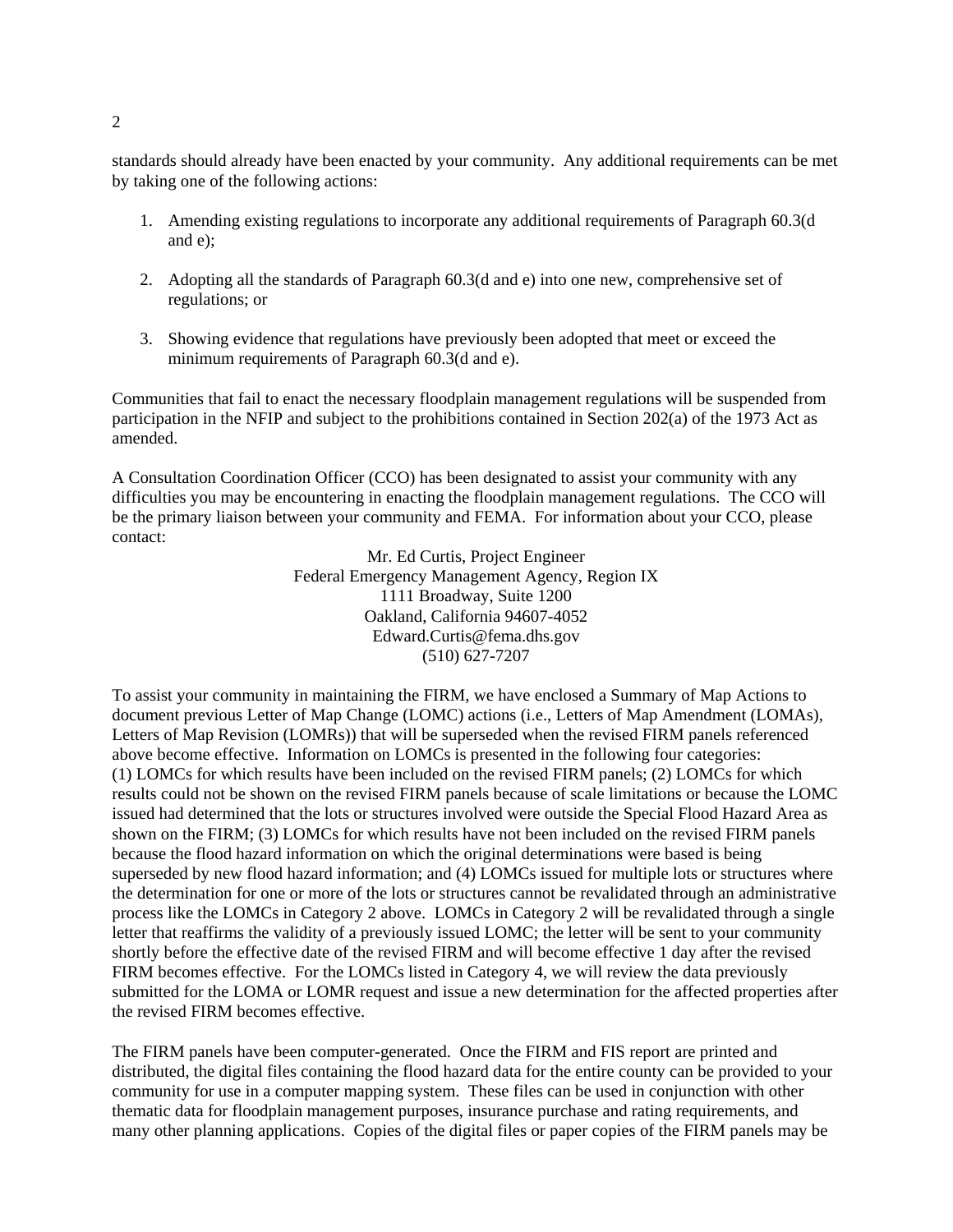standards should already have been enacted by your community. Any additional requirements can be met by taking one of the following actions:

1. Amending existing regulations to incorporate any additional requirements of Paragraph 60.3(d and e);

2. Adopting all the standards of Paragraph 60.3(d and e) into one new, comprehensive set of regulations; or

3. Showing evidence that regulations have previously been adopted that meet or exceed the minimum requirements of Paragraph 60.3(d and e).

Communities that fail to enact the necessary floodplain management regulations will be suspended from participation in the NFIP and subject to the prohibitions contained in Section 202(a) of the 1973 Act as amended.

A Consultation Coordination Officer (CCO) has been designated to assist your community with any difficulties you may be encountering in enacting the floodplain management regulations. The CCO will be the primary liaison between your community and FEMA. For information about your CCO, please contact:

Mr. Ed Curtis, Project Engineer
Federal Emergency Management Agency, Region IX
1111 Broadway, Suite 1200
Oakland, California 94607-4052
Edward.Curtis@fema.dhs.gov
(510) 627-7207

To assist your community in maintaining the FIRM, we have enclosed a Summary of Map Actions to document previous Letter of Map Change (LOMC) actions (i.e., Letters of Map Amendment (LOMAs), Letters of Map Revision (LOMRs)) that will be superseded when the revised FIRM panels referenced above become effective. Information on LOMCs is presented in the following four categories: (1) LOMCs for which results have been included on the revised FIRM panels; (2) LOMCs for which results could not be shown on the revised FIRM panels because of scale limitations or because the LOMC issued had determined that the lots or structures involved were outside the Special Flood Hazard Area as shown on the FIRM; (3) LOMCs for which results have not been included on the revised FIRM panels because the flood hazard information on which the original determinations were based is being superseded by new flood hazard information; and (4) LOMCs issued for multiple lots or structures where the determination for one or more of the lots or structures cannot be revalidated through an administrative process like the LOMCs in Category 2 above. LOMCs in Category 2 will be revalidated through a single letter that reaffirms the validity of a previously issued LOMC; the letter will be sent to your community shortly before the effective date of the revised FIRM and will become effective 1 day after the revised FIRM becomes effective. For the LOMCs listed in Category 4, we will review the data previously submitted for the LOMA or LOMR request and issue a new determination for the affected properties after the revised FIRM becomes effective.

The FIRM panels have been computer-generated. Once the FIRM and FIS report are printed and distributed, the digital files containing the flood hazard data for the entire county can be provided to your community for use in a computer mapping system. These files can be used in conjunction with other thematic data for floodplain management purposes, insurance purchase and rating requirements, and many other planning applications. Copies of the digital files or paper copies of the FIRM panels may be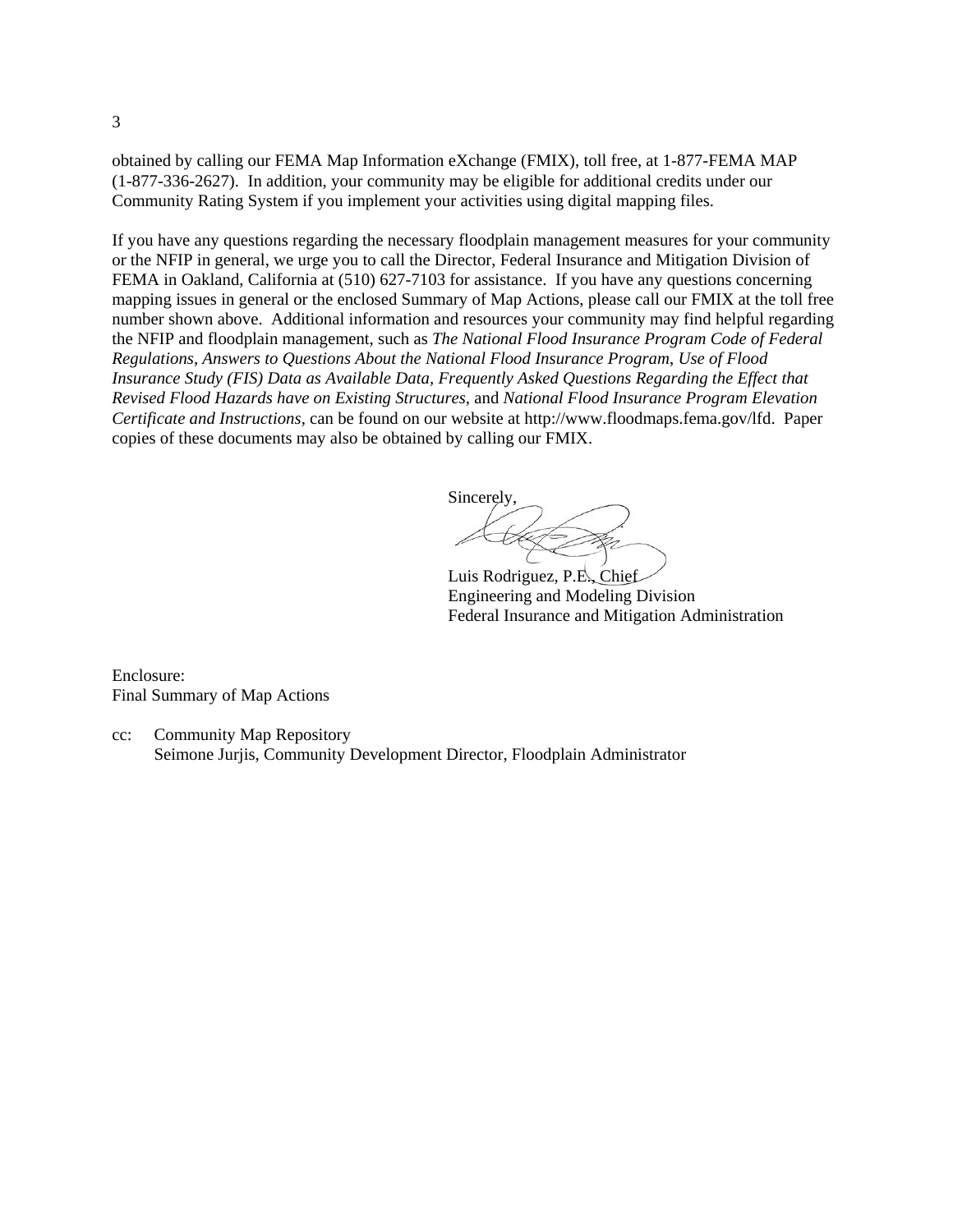obtained by calling our FEMA Map Information eXchange (FMIX), toll free, at 1-877-FEMA MAP (1-877-336-2627). In addition, your community may be eligible for additional credits under our Community Rating System if you implement your activities using digital mapping files.

If you have any questions regarding the necessary floodplain management measures for your community or the NFIP in general, we urge you to call the Director, Federal Insurance and Mitigation Division of FEMA in Oakland, California at (510) 627-7103 for assistance. If you have any questions concerning mapping issues in general or the enclosed Summary of Map Actions, please call our FMIX at the toll free number shown above. Additional information and resources your community may find helpful regarding the NFIP and floodplain management, such as *The National Flood Insurance Program Code of Federal Regulations*, *Answers to Questions About the National Flood Insurance Program*, *Use of Flood Insurance Study (FIS) Data as Available Data*, *Frequently Asked Questions Regarding the Effect that Revised Flood Hazards have on Existing Structures*, and *National Flood Insurance Program Elevation Certificate and Instructions*, can be found on our website at http://www.floodmaps.fema.gov/lfd. Paper copies of these documents may also be obtained by calling our FMIX.

Sincerely,

Luis Rodriguez, P.E., Chief
Engineering and Modeling Division
Federal Insurance and Mitigation Administration

Enclosure:
Final Summary of Map Actions

cc: Community Map Repository
Seimone Jurjis, Community Development Director, Floodplain Administrator